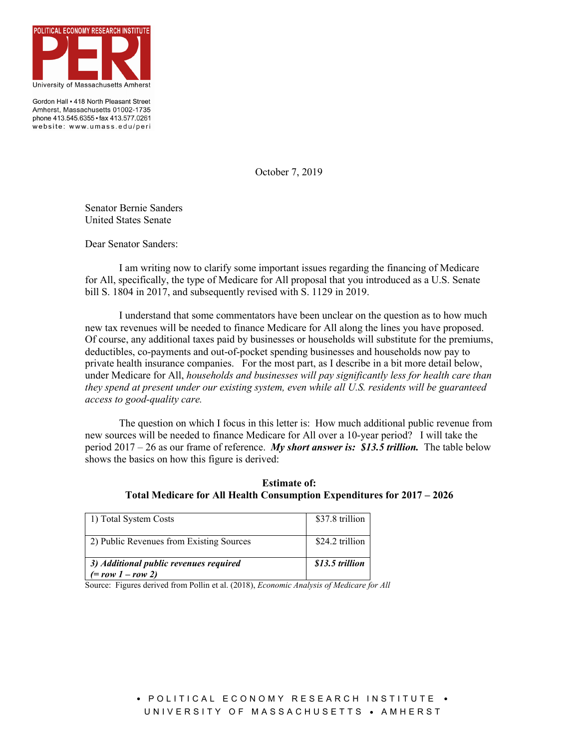POLITICAL ECONOMY RESEARCH INSTITUTE

PERI

University of Massachusetts Amherst

Gordon Hall • 418 North Pleasant Street
Amherst, Massachusetts 01002-1735
phone 413.545.6355 • fax 413.577.0261
website: www.umass.edu/peri

October 7, 2019

Senator Bernie Sanders
United States Senate

Dear Senator Sanders:

I am writing now to clarify some important issues regarding the financing of Medicare for All, specifically, the type of Medicare for All proposal that you introduced as a U.S. Senate bill S. 1804 in 2017, and subsequently revised with S. 1129 in 2019.

I understand that some commentators have been unclear on the question as to how much new tax revenues will be needed to finance Medicare for All along the lines you have proposed. Of course, any additional taxes paid by businesses or households will substitute for the premiums, deductibles, co-payments and out-of-pocket spending businesses and households now pay to private health insurance companies. For the most part, as I describe in a bit more detail below, under Medicare for All, *households and businesses will pay significantly less for health care than they spend at present under our existing system, even while all U.S. residents will be guaranteed access to good-quality care.*

The question on which I focus in this letter is: How much additional public revenue from new sources will be needed to finance Medicare for All over a 10-year period? I will take the period 2017 – 26 as our frame of reference. ***My short answer is: $13.5 trillion.*** The table below shows the basics on how this figure is derived:

**Estimate of:**
**Total Medicare for All Health Consumption Expenditures for 2017 – 2026**

| | |
|---|---|
| 1) Total System Costs | $37.8 trillion |
| 2) Public Revenues from Existing Sources | $24.2 trillion |
| ***3) Additional public revenues required (= row 1 – row 2)*** | ***$13.5 trillion*** |

Source: Figures derived from Pollin et al. (2018), *Economic Analysis of Medicare for All*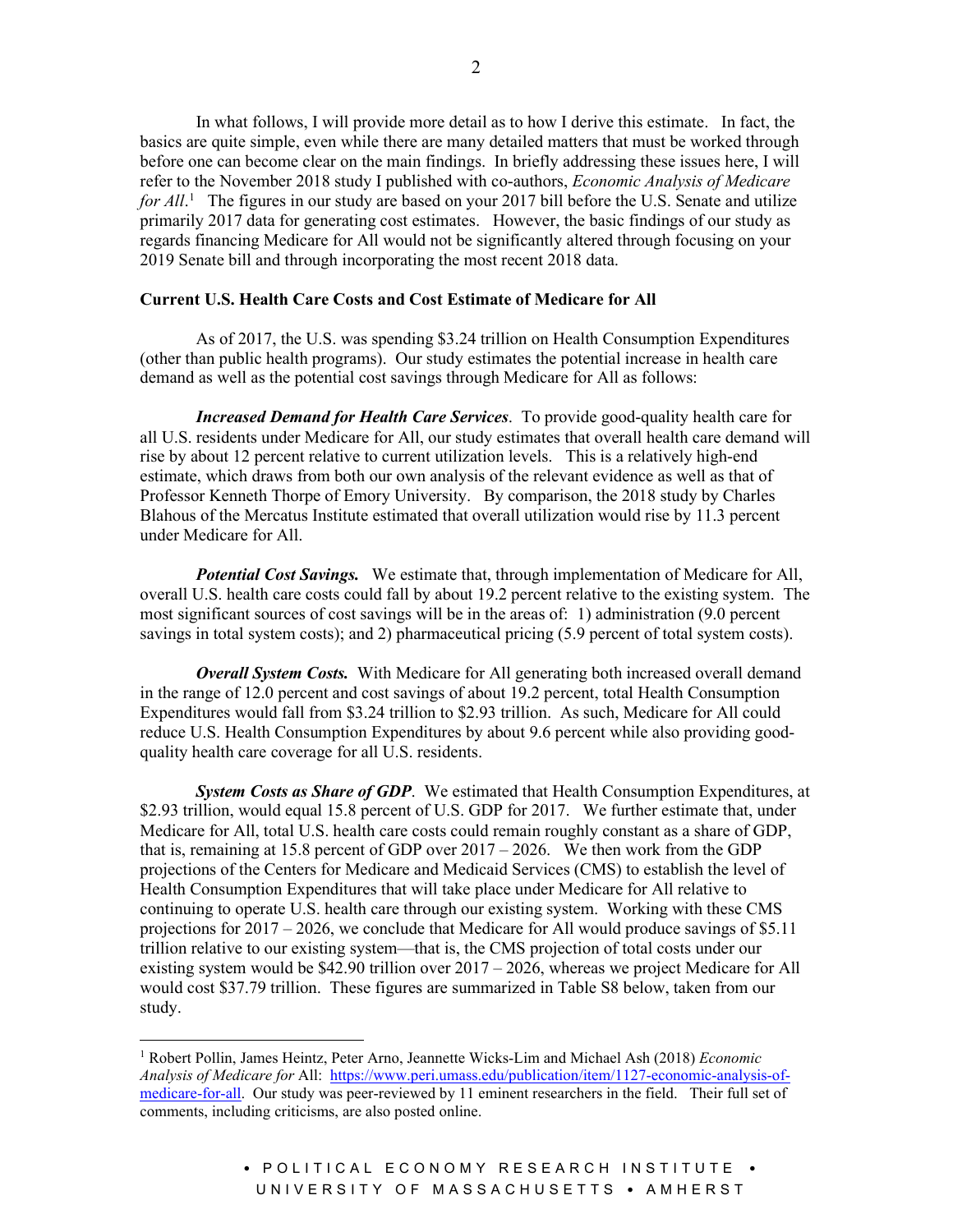In what follows, I will provide more detail as to how I derive this estimate. In fact, the basics are quite simple, even while there are many detailed matters that must be worked through before one can become clear on the main findings. In briefly addressing these issues here, I will refer to the November 2018 study I published with co-authors, *Economic Analysis of Medicare for All*.[1] The figures in our study are based on your 2017 bill before the U.S. Senate and utilize primarily 2017 data for generating cost estimates. However, the basic findings of our study as regards financing Medicare for All would not be significantly altered through focusing on your 2019 Senate bill and through incorporating the most recent 2018 data.

**Current U.S. Health Care Costs and Cost Estimate of Medicare for All**

As of 2017, the U.S. was spending $3.24 trillion on Health Consumption Expenditures (other than public health programs). Our study estimates the potential increase in health care demand as well as the potential cost savings through Medicare for All as follows:

***Increased Demand for Health Care Services***. To provide good-quality health care for all U.S. residents under Medicare for All, our study estimates that overall health care demand will rise by about 12 percent relative to current utilization levels. This is a relatively high-end estimate, which draws from both our own analysis of the relevant evidence as well as that of Professor Kenneth Thorpe of Emory University. By comparison, the 2018 study by Charles Blahous of the Mercatus Institute estimated that overall utilization would rise by 11.3 percent under Medicare for All.

***Potential Cost Savings.*** We estimate that, through implementation of Medicare for All, overall U.S. health care costs could fall by about 19.2 percent relative to the existing system. The most significant sources of cost savings will be in the areas of: 1) administration (9.0 percent savings in total system costs); and 2) pharmaceutical pricing (5.9 percent of total system costs).

***Overall System Costs.*** With Medicare for All generating both increased overall demand in the range of 12.0 percent and cost savings of about 19.2 percent, total Health Consumption Expenditures would fall from $3.24 trillion to $2.93 trillion. As such, Medicare for All could reduce U.S. Health Consumption Expenditures by about 9.6 percent while also providing good-quality health care coverage for all U.S. residents.

***System Costs as Share of GDP***. We estimated that Health Consumption Expenditures, at $2.93 trillion, would equal 15.8 percent of U.S. GDP for 2017. We further estimate that, under Medicare for All, total U.S. health care costs could remain roughly constant as a share of GDP, that is, remaining at 15.8 percent of GDP over 2017 – 2026. We then work from the GDP projections of the Centers for Medicare and Medicaid Services (CMS) to establish the level of Health Consumption Expenditures that will take place under Medicare for All relative to continuing to operate U.S. health care through our existing system. Working with these CMS projections for 2017 – 2026, we conclude that Medicare for All would produce savings of $5.11 trillion relative to our existing system—that is, the CMS projection of total costs under our existing system would be $42.90 trillion over 2017 – 2026, whereas we project Medicare for All would cost $37.79 trillion. These figures are summarized in Table S8 below, taken from our study.

---

[1] Robert Pollin, James Heintz, Peter Arno, Jeannette Wicks-Lim and Michael Ash (2018) *Economic Analysis of Medicare for* All: https://www.peri.umass.edu/publication/item/1127-economic-analysis-of-medicare-for-all. Our study was peer-reviewed by 11 eminent researchers in the field. Their full set of comments, including criticisms, are also posted online.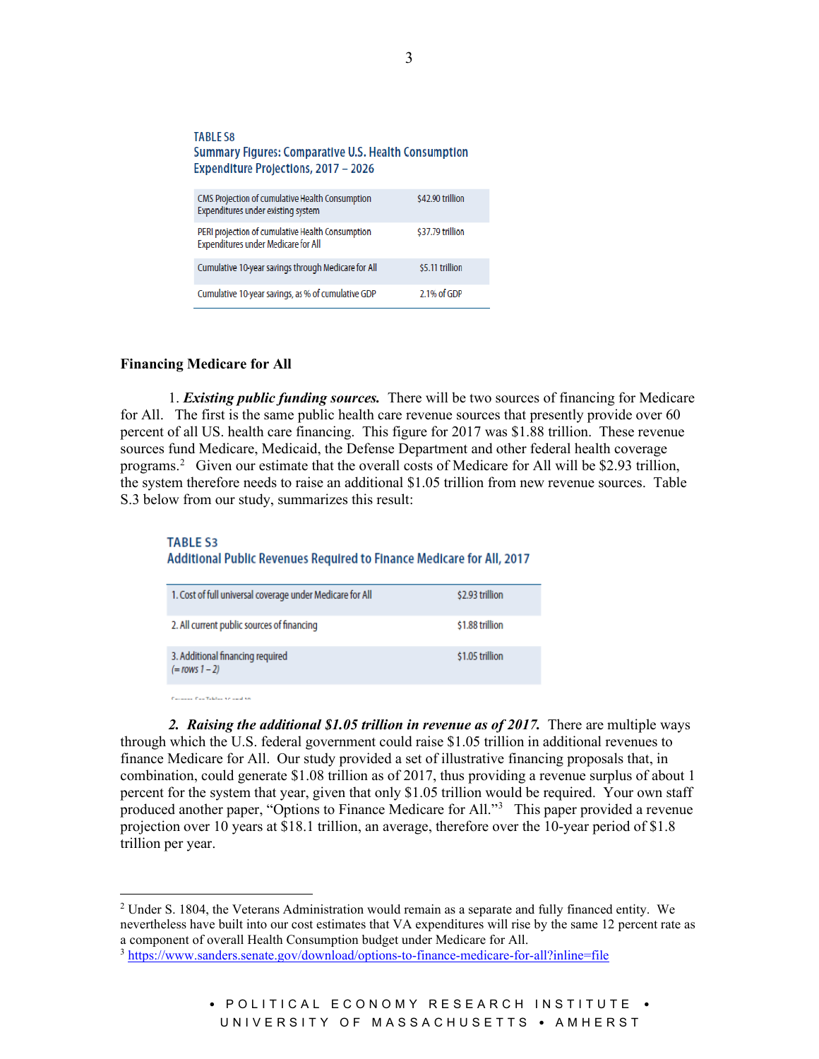TABLE S8

Summary Figures: Comparative U.S. Health Consumption Expenditure Projections, 2017 – 2026

| | |
|---|---|
| CMS Projection of cumulative Health Consumption Expenditures under existing system | $42.90 trillion |
| PERI projection of cumulative Health Consumption Expenditures under Medicare for All | $37.79 trillion |
| Cumulative 10-year savings through Medicare for All | $5.11 trillion |
| Cumulative 10-year savings, as % of cumulative GDP | 2.1% of GDP |

**Financing Medicare for All**

1. ***Existing public funding sources.*** There will be two sources of financing for Medicare for All. The first is the same public health care revenue sources that presently provide over 60 percent of all US. health care financing. This figure for 2017 was $1.88 trillion. These revenue sources fund Medicare, Medicaid, the Defense Department and other federal health coverage programs.[2] Given our estimate that the overall costs of Medicare for All will be $2.93 trillion, the system therefore needs to raise an additional $1.05 trillion from new revenue sources. Table S.3 below from our study, summarizes this result:

TABLE S3

Additional Public Revenues Required to Finance Medicare for All, 2017

| | |
|---|---|
| 1. Cost of full universal coverage under Medicare for All | $2.93 trillion |
| 2. All current public sources of financing | $1.88 trillion |
| 3. Additional financing required (= rows 1 – 2) | $1.05 trillion |

2. ***Raising the additional $1.05 trillion in revenue as of 2017.*** There are multiple ways through which the U.S. federal government could raise $1.05 trillion in additional revenues to finance Medicare for All. Our study provided a set of illustrative financing proposals that, in combination, could generate $1.08 trillion as of 2017, thus providing a revenue surplus of about 1 percent for the system that year, given that only $1.05 trillion would be required. Your own staff produced another paper, "Options to Finance Medicare for All."[3] This paper provided a revenue projection over 10 years at $18.1 trillion, an average, therefore over the 10-year period of $1.8 trillion per year.

---

[2] Under S. 1804, the Veterans Administration would remain as a separate and fully financed entity. We nevertheless have built into our cost estimates that VA expenditures will rise by the same 12 percent rate as a component of overall Health Consumption budget under Medicare for All.

[3] https://www.sanders.senate.gov/download/options-to-finance-medicare-for-all?inline=file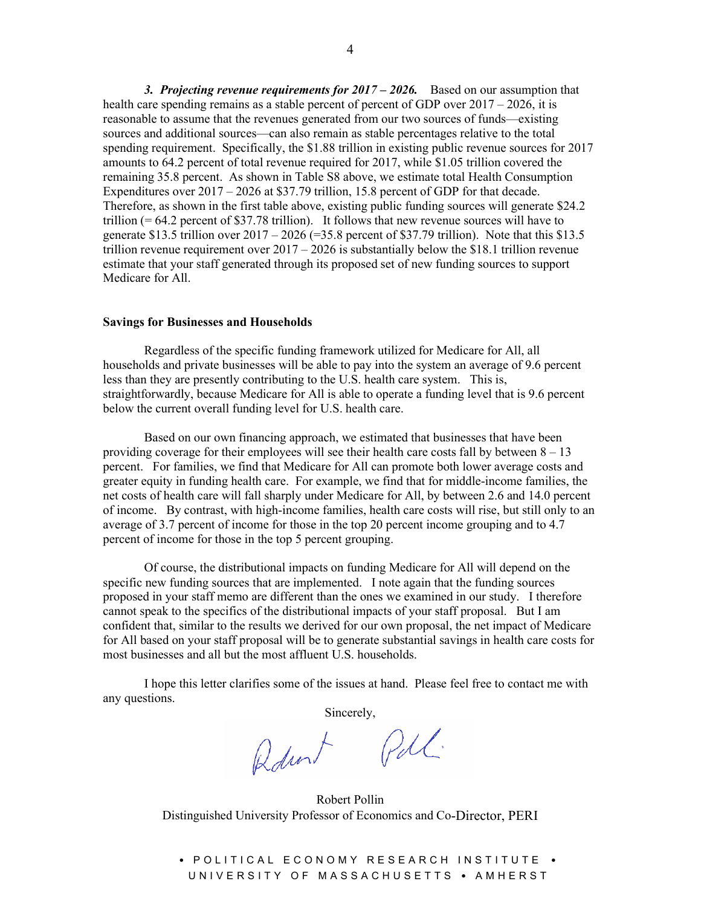***3. Projecting revenue requirements for 2017 – 2026.*** Based on our assumption that health care spending remains as a stable percent of percent of GDP over 2017 – 2026, it is reasonable to assume that the revenues generated from our two sources of funds—existing sources and additional sources—can also remain as stable percentages relative to the total spending requirement. Specifically, the $1.88 trillion in existing public revenue sources for 2017 amounts to 64.2 percent of total revenue required for 2017, while $1.05 trillion covered the remaining 35.8 percent. As shown in Table S8 above, we estimate total Health Consumption Expenditures over 2017 – 2026 at $37.79 trillion, 15.8 percent of GDP for that decade. Therefore, as shown in the first table above, existing public funding sources will generate $24.2 trillion (= 64.2 percent of $37.78 trillion). It follows that new revenue sources will have to generate $13.5 trillion over 2017 – 2026 (=35.8 percent of $37.79 trillion). Note that this $13.5 trillion revenue requirement over 2017 – 2026 is substantially below the $18.1 trillion revenue estimate that your staff generated through its proposed set of new funding sources to support Medicare for All.

**Savings for Businesses and Households**

Regardless of the specific funding framework utilized for Medicare for All, all households and private businesses will be able to pay into the system an average of 9.6 percent less than they are presently contributing to the U.S. health care system. This is, straightforwardly, because Medicare for All is able to operate a funding level that is 9.6 percent below the current overall funding level for U.S. health care.

Based on our own financing approach, we estimated that businesses that have been providing coverage for their employees will see their health care costs fall by between 8 – 13 percent. For families, we find that Medicare for All can promote both lower average costs and greater equity in funding health care. For example, we find that for middle-income families, the net costs of health care will fall sharply under Medicare for All, by between 2.6 and 14.0 percent of income. By contrast, with high-income families, health care costs will rise, but still only to an average of 3.7 percent of income for those in the top 20 percent income grouping and to 4.7 percent of income for those in the top 5 percent grouping.

Of course, the distributional impacts on funding Medicare for All will depend on the specific new funding sources that are implemented. I note again that the funding sources proposed in your staff memo are different than the ones we examined in our study. I therefore cannot speak to the specifics of the distributional impacts of your staff proposal. But I am confident that, similar to the results we derived for our own proposal, the net impact of Medicare for All based on your staff proposal will be to generate substantial savings in health care costs for most businesses and all but the most affluent U.S. households.

I hope this letter clarifies some of the issues at hand. Please feel free to contact me with any questions.

Sincerely,

Robert Pollin

Robert Pollin
Distinguished University Professor of Economics and Co-Director, PERI

• POLITICAL ECONOMY RESEARCH INSTITUTE •
UNIVERSITY OF MASSACHUSETTS • AMHERST